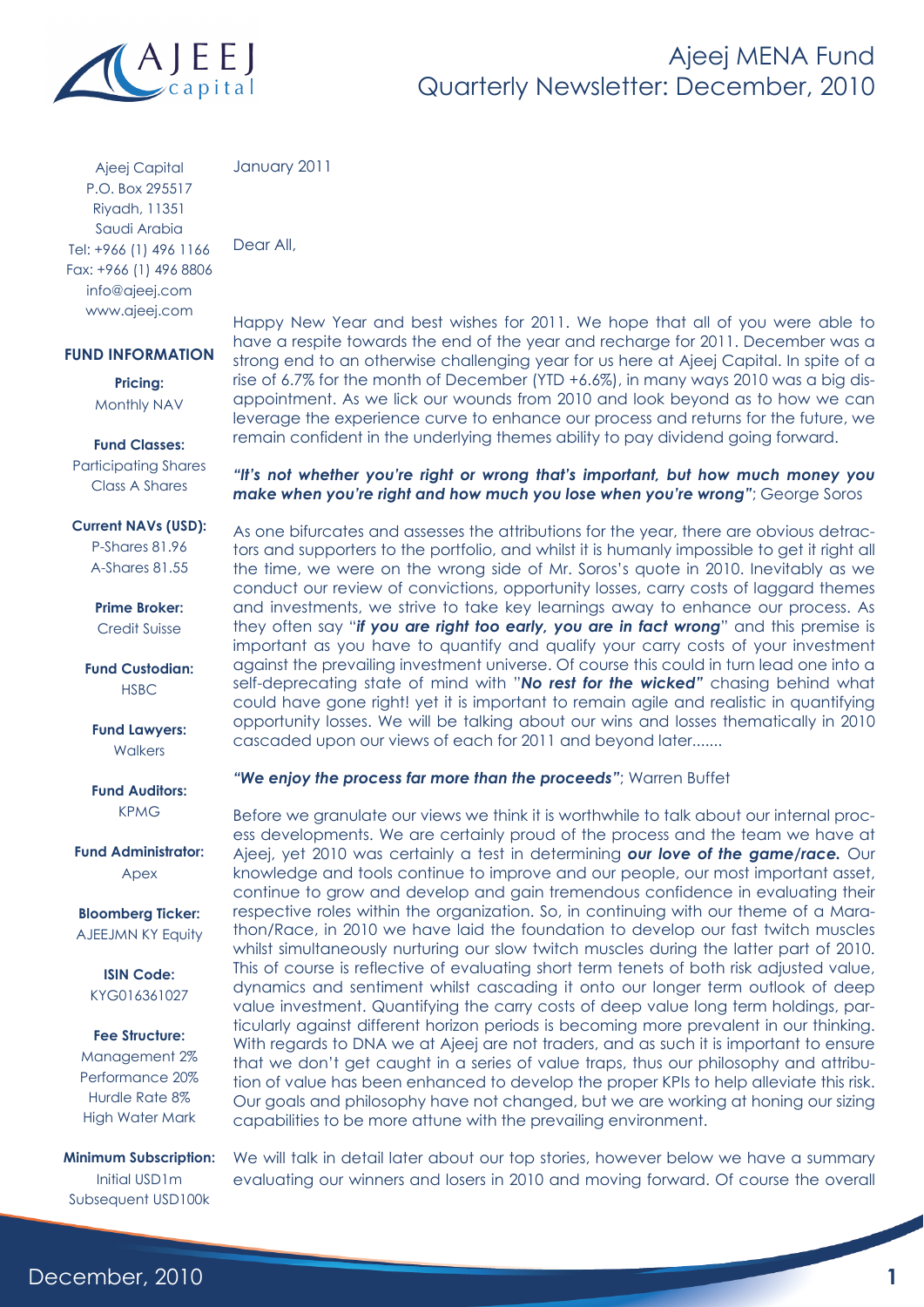# Ajeej MENA Fund
## Quarterly Newsletter: December, 2010

Ajeej Capital
P.O. Box 295517
Riyadh, 11351
Saudi Arabia
Tel: +966 (1) 496 1166
Fax: +966 (1) 496 8806
info@ajeej.com
www.ajeej.com

**FUND INFORMATION**

**Pricing:**
Monthly NAV

**Fund Classes:**
Participating Shares
Class A Shares

**Current NAVs (USD):**
P-Shares 81.96
A-Shares 81.55

**Prime Broker:**
Credit Suisse

**Fund Custodian:**
HSBC

**Fund Lawyers:**
Walkers

**Fund Auditors:**
KPMG

**Fund Administrator:**
Apex

**Bloomberg Ticker:**
AJEEJMN KY Equity

**ISIN Code:**
KYG016361027

**Fee Structure:**
Management 2%
Performance 20%
Hurdle Rate 8%
High Water Mark

**Minimum Subscription:**
Initial USD1m
Subsequent USD100k

January 2011

Dear All,

Happy New Year and best wishes for 2011. We hope that all of you were able to have a respite towards the end of the year and recharge for 2011. December was a strong end to an otherwise challenging year for us here at Ajeej Capital. In spite of a rise of 6.7% for the month of December (YTD +6.6%), in many ways 2010 was a big disappointment. As we lick our wounds from 2010 and look beyond as to how we can leverage the experience curve to enhance our process and returns for the future, we remain confident in the underlying themes ability to pay dividend going forward.

***"It's not whether you're right or wrong that's important, but how much money you make when you're right and how much you lose when you're wrong"***; George Soros

As one bifurcates and assesses the attributions for the year, there are obvious detractors and supporters to the portfolio, and whilst it is humanly impossible to get it right all the time, we were on the wrong side of Mr. Soros's quote in 2010. Inevitably as we conduct our review of convictions, opportunity losses, carry costs of laggard themes and investments, we strive to take key learnings away to enhance our process. As they often say "***if you are right too early, you are in fact wrong***" and this premise is important as you have to quantify and qualify your carry costs of your investment against the prevailing investment universe. Of course this could in turn lead one into a self-deprecating state of mind with "***No rest for the wicked"*** chasing behind what could have gone right! yet it is important to remain agile and realistic in quantifying opportunity losses. We will be talking about our wins and losses thematically in 2010 cascaded upon our views of each for 2011 and beyond later.......

***"We enjoy the process far more than the proceeds"***; Warren Buffet

Before we granulate our views we think it is worthwhile to talk about our internal process developments. We are certainly proud of the process and the team we have at Ajeej, yet 2010 was certainly a test in determining ***our love of the game/race.*** Our knowledge and tools continue to improve and our people, our most important asset, continue to grow and develop and gain tremendous confidence in evaluating their respective roles within the organization. So, in continuing with our theme of a Marathon/Race, in 2010 we have laid the foundation to develop our fast twitch muscles whilst simultaneously nurturing our slow twitch muscles during the latter part of 2010. This of course is reflective of evaluating short term tenets of both risk adjusted value, dynamics and sentiment whilst cascading it onto our longer term outlook of deep value investment. Quantifying the carry costs of deep value long term holdings, particularly against different horizon periods is becoming more prevalent in our thinking. With regards to DNA we at Ajeej are not traders, and as such it is important to ensure that we don't get caught in a series of value traps, thus our philosophy and attribution of value has been enhanced to develop the proper KPIs to help alleviate this risk. Our goals and philosophy have not changed, but we are working at honing our sizing capabilities to be more attune with the prevailing environment.

We will talk in detail later about our top stories, however below we have a summary evaluating our winners and losers in 2010 and moving forward. Of course the overall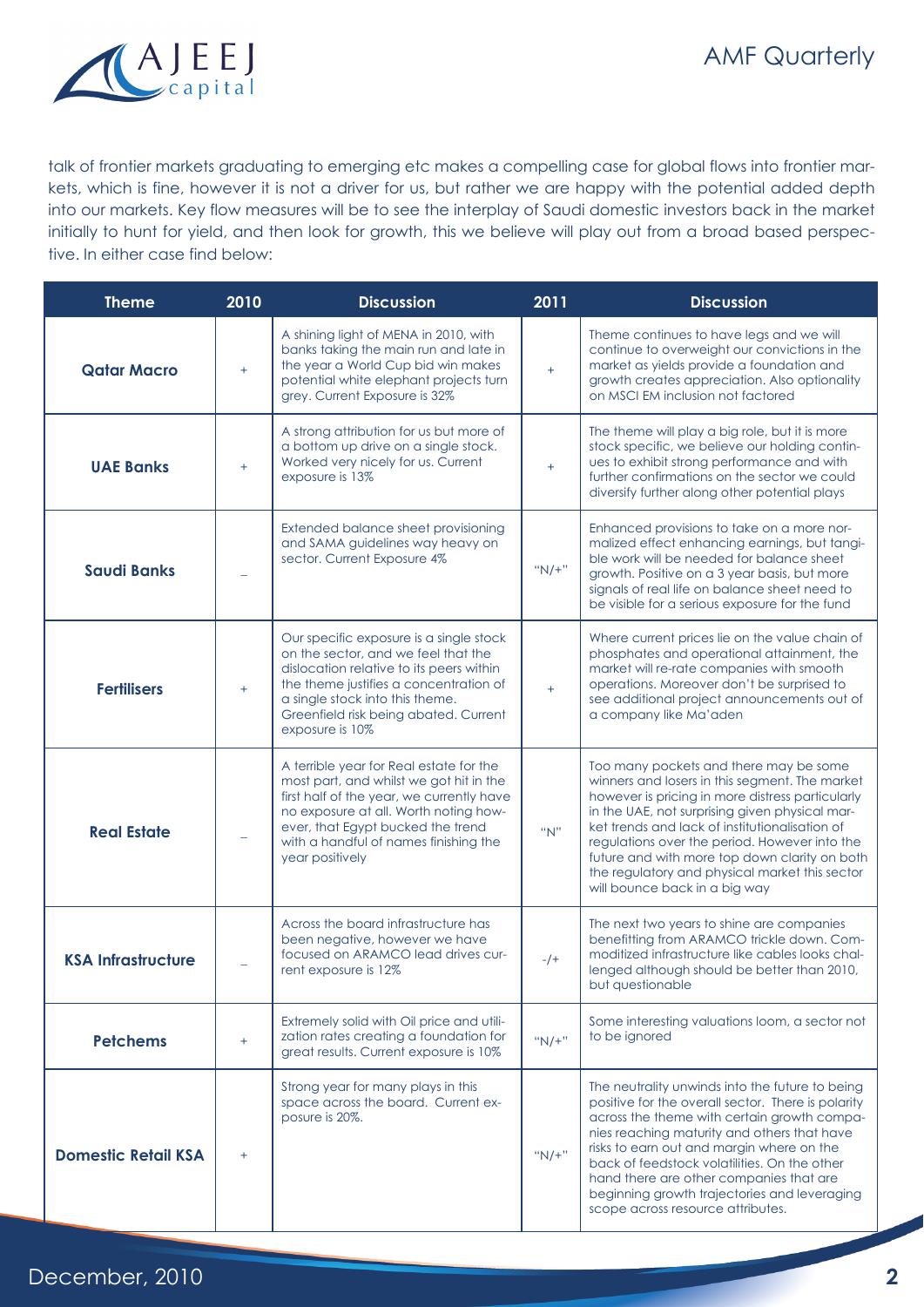talk of frontier markets graduating to emerging etc makes a compelling case for global flows into frontier markets, which is fine, however it is not a driver for us, but rather we are happy with the potential added depth into our markets. Key flow measures will be to see the interplay of Saudi domestic investors back in the market initially to hunt for yield, and then look for growth, this we believe will play out from a broad based perspective. In either case find below:

| Theme | 2010 | Discussion | 2011 | Discussion |
|---|---|---|---|---|
| **Qatar Macro** | + | A shining light of MENA in 2010, with banks taking the main run and late in the year a World Cup bid win makes potential white elephant projects turn grey. Current Exposure is 32% | + | Theme continues to have legs and we will continue to overweight our convictions in the market as yields provide a foundation and growth creates appreciation. Also optionality on MSCI EM inclusion not factored |
| **UAE Banks** | + | A strong attribution for us but more of a bottom up drive on a single stock. Worked very nicely for us. Current exposure is 13% | + | The theme will play a big role, but it is more stock specific, we believe our holding continues to exhibit strong performance and with further confirmations on the sector we could diversify further along other potential plays |
| **Saudi Banks** | – | Extended balance sheet provisioning and SAMA guidelines way heavy on sector. Current Exposure 4% | "N/+" | Enhanced provisions to take on a more normalized effect enhancing earnings, but tangible work will be needed for balance sheet growth. Positive on a 3 year basis, but more signals of real life on balance sheet need to be visible for a serious exposure for the fund |
| **Fertilisers** | + | Our specific exposure is a single stock on the sector, and we feel that the dislocation relative to its peers within the theme justifies a concentration of a single stock into this theme. Greenfield risk being abated. Current exposure is 10% | + | Where current prices lie on the value chain of phosphates and operational attainment, the market will re-rate companies with smooth operations. Moreover don't be surprised to see additional project announcements out of a company like Ma'aden |
| **Real Estate** | – | A terrible year for Real estate for the most part, and whilst we got hit in the first half of the year, we currently have no exposure at all. Worth noting however, that Egypt bucked the trend with a handful of names finishing the year positively | "N" | Too many pockets and there may be some winners and losers in this segment. The market however is pricing in more distress particularly in the UAE, not surprising given physical market trends and lack of institutionalisation of regulations over the period. However into the future and with more top down clarity on both the regulatory and physical market this sector will bounce back in a big way |
| **KSA Infrastructure** | – | Across the board infrastructure has been negative, however we have focused on ARAMCO lead drives current exposure is 12% | -/+ | The next two years to shine are companies benefitting from ARAMCO trickle down. Commoditized infrastructure like cables looks challenged although should be better than 2010, but questionable |
| **Petchems** | + | Extremely solid with Oil price and utilization rates creating a foundation for great results. Current exposure is 10% | "N/+" | Some interesting valuations loom, a sector not to be ignored |
| **Domestic Retail KSA** | + | Strong year for many plays in this space across the board. Current exposure is 20%. | "N/+" | The neutrality unwinds into the future to being positive for the overall sector. There is polarity across the theme with certain growth companies reaching maturity and others that have risks to earn out and margin where on the back of feedstock volatilities. On the other hand there are other companies that are beginning growth trajectories and leveraging scope across resource attributes. |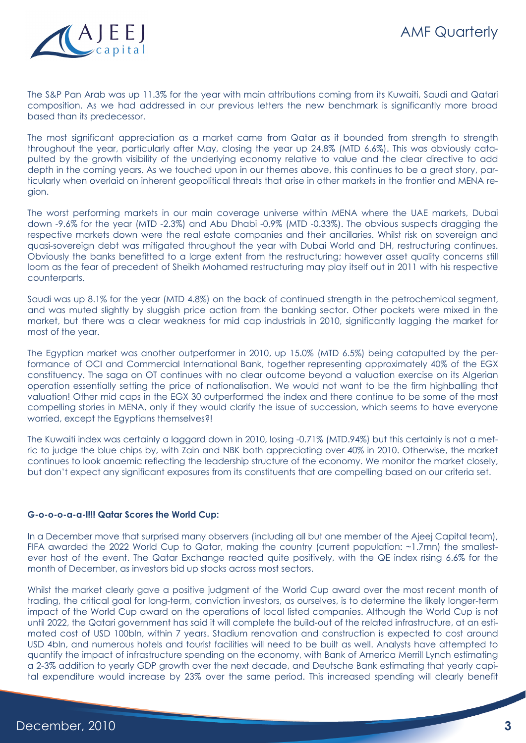The S&P Pan Arab was up 11.3% for the year with main attributions coming from its Kuwaiti, Saudi and Qatari composition. As we had addressed in our previous letters the new benchmark is significantly more broad based than its predecessor.

The most significant appreciation as a market came from Qatar as it bounded from strength to strength throughout the year, particularly after May, closing the year up 24.8% (MTD 6.6%). This was obviously catapulted by the growth visibility of the underlying economy relative to value and the clear directive to add depth in the coming years. As we touched upon in our themes above, this continues to be a great story, particularly when overlaid on inherent geopolitical threats that arise in other markets in the frontier and MENA region.

The worst performing markets in our main coverage universe within MENA where the UAE markets, Dubai down -9.6% for the year (MTD -2.3%) and Abu Dhabi -0.9% (MTD -0.33%). The obvious suspects dragging the respective markets down were the real estate companies and their ancillaries. Whilst risk on sovereign and quasi-sovereign debt was mitigated throughout the year with Dubai World and DH, restructuring continues. Obviously the banks benefitted to a large extent from the restructuring; however asset quality concerns still loom as the fear of precedent of Sheikh Mohamed restructuring may play itself out in 2011 with his respective counterparts.

Saudi was up 8.1% for the year (MTD 4.8%) on the back of continued strength in the petrochemical segment, and was muted slightly by sluggish price action from the banking sector. Other pockets were mixed in the market, but there was a clear weakness for mid cap industrials in 2010, significantly lagging the market for most of the year.

The Egyptian market was another outperformer in 2010, up 15.0% (MTD 6.5%) being catapulted by the performance of OCI and Commercial International Bank, together representing approximately 40% of the EGX constituency. The saga on OT continues with no clear outcome beyond a valuation exercise on its Algerian operation essentially setting the price of nationalisation. We would not want to be the firm highballing that valuation! Other mid caps in the EGX 30 outperformed the index and there continue to be some of the most compelling stories in MENA, only if they would clarify the issue of succession, which seems to have everyone worried, except the Egyptians themselves?!

The Kuwaiti index was certainly a laggard down in 2010, losing -0.71% (MTD.94%) but this certainly is not a metric to judge the blue chips by, with Zain and NBK both appreciating over 40% in 2010. Otherwise, the market continues to look anaemic reflecting the leadership structure of the economy. We monitor the market closely, but don't expect any significant exposures from its constituents that are compelling based on our criteria set.

**G-o-o-o-a-a-l!!! Qatar Scores the World Cup:**

In a December move that surprised many observers (including all but one member of the Ajeej Capital team), FIFA awarded the 2022 World Cup to Qatar, making the country (current population: ~1.7mn) the smallest-ever host of the event. The Qatar Exchange reacted quite positively, with the QE index rising 6.6% for the month of December, as investors bid up stocks across most sectors.

Whilst the market clearly gave a positive judgment of the World Cup award over the most recent month of trading, the critical goal for long-term, conviction investors, as ourselves, is to determine the likely longer-term impact of the World Cup award on the operations of local listed companies. Although the World Cup is not until 2022, the Qatari government has said it will complete the build-out of the related infrastructure, at an estimated cost of USD 100bln, within 7 years. Stadium renovation and construction is expected to cost around USD 4bln, and numerous hotels and tourist facilities will need to be built as well. Analysts have attempted to quantify the impact of infrastructure spending on the economy, with Bank of America Merrill Lynch estimating a 2-3% addition to yearly GDP growth over the next decade, and Deutsche Bank estimating that yearly capital expenditure would increase by 23% over the same period. This increased spending will clearly benefit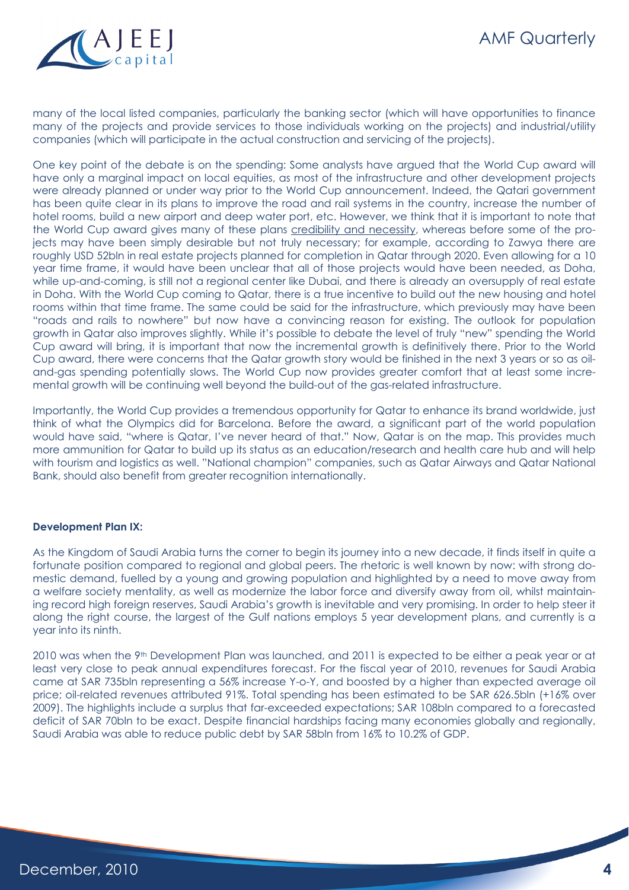many of the local listed companies, particularly the banking sector (which will have opportunities to finance many of the projects and provide services to those individuals working on the projects) and industrial/utility companies (which will participate in the actual construction and servicing of the projects).

One key point of the debate is on the spending: Some analysts have argued that the World Cup award will have only a marginal impact on local equities, as most of the infrastructure and other development projects were already planned or under way prior to the World Cup announcement. Indeed, the Qatari government has been quite clear in its plans to improve the road and rail systems in the country, increase the number of hotel rooms, build a new airport and deep water port, etc. However, we think that it is important to note that the World Cup award gives many of these plans credibility and necessity, whereas before some of the projects may have been simply desirable but not truly necessary; for example, according to Zawya there are roughly USD 52bln in real estate projects planned for completion in Qatar through 2020. Even allowing for a 10 year time frame, it would have been unclear that all of those projects would have been needed, as Doha, while up-and-coming, is still not a regional center like Dubai, and there is already an oversupply of real estate in Doha. With the World Cup coming to Qatar, there is a true incentive to build out the new housing and hotel rooms within that time frame. The same could be said for the infrastructure, which previously may have been "roads and rails to nowhere" but now have a convincing reason for existing. The outlook for population growth in Qatar also improves slightly. While it's possible to debate the level of truly "new" spending the World Cup award will bring, it is important that now the incremental growth is definitively there. Prior to the World Cup award, there were concerns that the Qatar growth story would be finished in the next 3 years or so as oil-and-gas spending potentially slows. The World Cup now provides greater comfort that at least some incremental growth will be continuing well beyond the build-out of the gas-related infrastructure.

Importantly, the World Cup provides a tremendous opportunity for Qatar to enhance its brand worldwide, just think of what the Olympics did for Barcelona. Before the award, a significant part of the world population would have said, "where is Qatar, I've never heard of that." Now, Qatar is on the map. This provides much more ammunition for Qatar to build up its status as an education/research and health care hub and will help with tourism and logistics as well. "National champion" companies, such as Qatar Airways and Qatar National Bank, should also benefit from greater recognition internationally.

**Development Plan IX:**

As the Kingdom of Saudi Arabia turns the corner to begin its journey into a new decade, it finds itself in quite a fortunate position compared to regional and global peers. The rhetoric is well known by now: with strong domestic demand, fuelled by a young and growing population and highlighted by a need to move away from a welfare society mentality, as well as modernize the labor force and diversify away from oil, whilst maintaining record high foreign reserves, Saudi Arabia's growth is inevitable and very promising. In order to help steer it along the right course, the largest of the Gulf nations employs 5 year development plans, and currently is a year into its ninth.

2010 was when the 9th Development Plan was launched, and 2011 is expected to be either a peak year or at least very close to peak annual expenditures forecast. For the fiscal year of 2010, revenues for Saudi Arabia came at SAR 735bln representing a 56% increase Y-o-Y, and boosted by a higher than expected average oil price; oil-related revenues attributed 91%. Total spending has been estimated to be SAR 626.5bln (+16% over 2009). The highlights include a surplus that far-exceeded expectations; SAR 108bln compared to a forecasted deficit of SAR 70bln to be exact. Despite financial hardships facing many economies globally and regionally, Saudi Arabia was able to reduce public debt by SAR 58bln from 16% to 10.2% of GDP.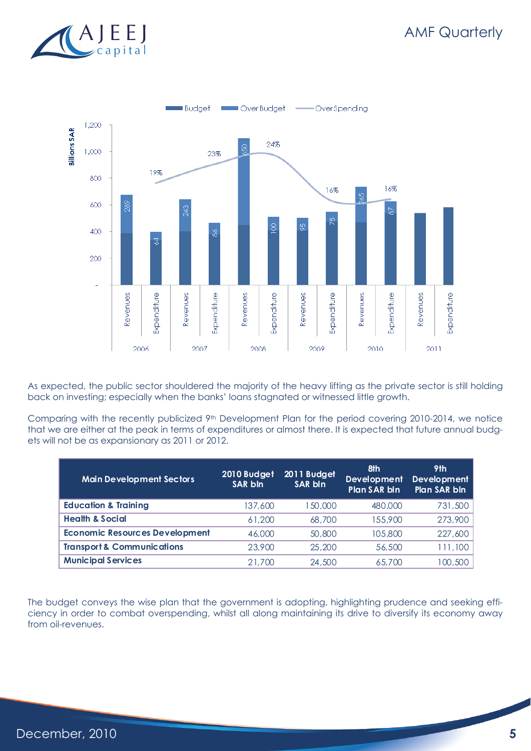As expected, the public sector shouldered the majority of the heavy lifting as the private sector is still holding back on investing; especially when the banks' loans stagnated or witnessed little growth.

Comparing with the recently publicized 9th Development Plan for the period covering 2010-2014, we notice that we are either at the peak in terms of expenditures or almost there. It is expected that future annual budgets will not be as expansionary as 2011 or 2012.

| Main Development Sectors | 2010 Budget SAR bln | 2011 Budget SAR bln | 8th Development Plan SAR bln | 9th Development Plan SAR bln |
|---|---|---|---|---|
| **Education & Training** | 137,600 | 150,000 | 480,000 | 731,500 |
| **Health & Social** | 61,200 | 68,700 | 155,900 | 273,900 |
| **Economic Resources Development** | 46,000 | 50,800 | 105,800 | 227,600 |
| **Transport & Communications** | 23,900 | 25,200 | 56,500 | 111,100 |
| **Municipal Services** | 21,700 | 24,500 | 65,700 | 100,500 |

The budget conveys the wise plan that the government is adopting, highlighting prudence and seeking efficiency in order to combat overspending, whilst all along maintaining its drive to diversify its economy away from oil-revenues.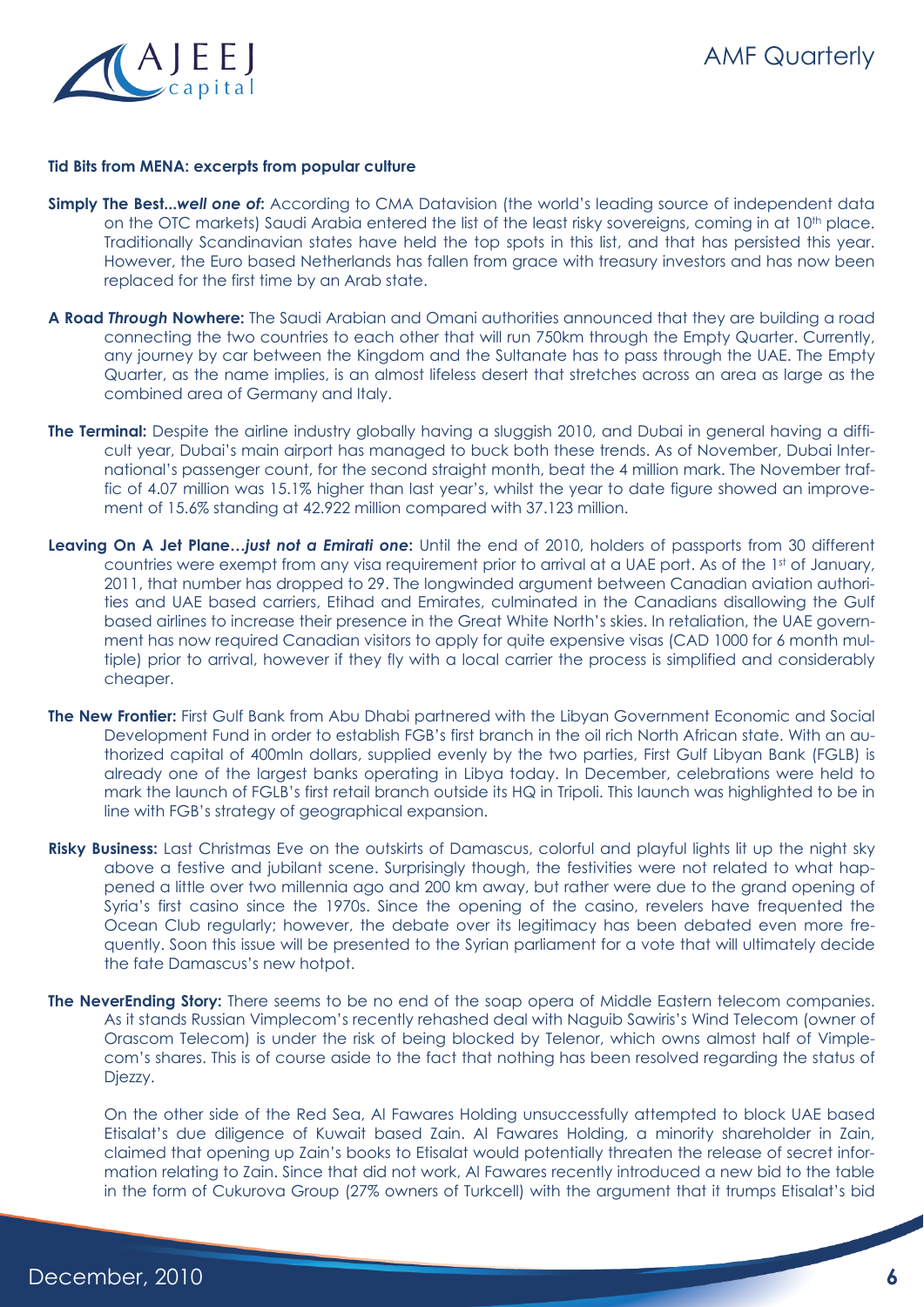**Tid Bits from MENA: excerpts from popular culture**

**Simply The Best...*well one of*:** According to CMA Datavision (the world's leading source of independent data on the OTC markets) Saudi Arabia entered the list of the least risky sovereigns, coming in at 10th place. Traditionally Scandinavian states have held the top spots in this list, and that has persisted this year. However, the Euro based Netherlands has fallen from grace with treasury investors and has now been replaced for the first time by an Arab state.

**A Road *Through* Nowhere:** The Saudi Arabian and Omani authorities announced that they are building a road connecting the two countries to each other that will run 750km through the Empty Quarter. Currently, any journey by car between the Kingdom and the Sultanate has to pass through the UAE. The Empty Quarter, as the name implies, is an almost lifeless desert that stretches across an area as large as the combined area of Germany and Italy.

**The Terminal:** Despite the airline industry globally having a sluggish 2010, and Dubai in general having a difficult year, Dubai's main airport has managed to buck both these trends. As of November, Dubai International's passenger count, for the second straight month, beat the 4 million mark. The November traffic of 4.07 million was 15.1% higher than last year's, whilst the year to date figure showed an improvement of 15.6% standing at 42.922 million compared with 37.123 million.

**Leaving On A Jet Plane…*just not a Emirati one*:** Until the end of 2010, holders of passports from 30 different countries were exempt from any visa requirement prior to arrival at a UAE port. As of the 1st of January, 2011, that number has dropped to 29. The longwinded argument between Canadian aviation authorities and UAE based carriers, Etihad and Emirates, culminated in the Canadians disallowing the Gulf based airlines to increase their presence in the Great White North's skies. In retaliation, the UAE government has now required Canadian visitors to apply for quite expensive visas (CAD 1000 for 6 month multiple) prior to arrival, however if they fly with a local carrier the process is simplified and considerably cheaper.

**The New Frontier:** First Gulf Bank from Abu Dhabi partnered with the Libyan Government Economic and Social Development Fund in order to establish FGB's first branch in the oil rich North African state. With an authorized capital of 400mln dollars, supplied evenly by the two parties, First Gulf Libyan Bank (FGLB) is already one of the largest banks operating in Libya today. In December, celebrations were held to mark the launch of FGLB's first retail branch outside its HQ in Tripoli. This launch was highlighted to be in line with FGB's strategy of geographical expansion.

**Risky Business:** Last Christmas Eve on the outskirts of Damascus, colorful and playful lights lit up the night sky above a festive and jubilant scene. Surprisingly though, the festivities were not related to what happened a little over two millennia ago and 200 km away, but rather were due to the grand opening of Syria's first casino since the 1970s. Since the opening of the casino, revelers have frequented the Ocean Club regularly; however, the debate over its legitimacy has been debated even more frequently. Soon this issue will be presented to the Syrian parliament for a vote that will ultimately decide the fate Damascus's new hotpot.

**The NeverEnding Story:** There seems to be no end of the soap opera of Middle Eastern telecom companies. As it stands Russian Vimplecom's recently rehashed deal with Naguib Sawiris's Wind Telecom (owner of Orascom Telecom) is under the risk of being blocked by Telenor, which owns almost half of Vimplecom's shares. This is of course aside to the fact that nothing has been resolved regarding the status of Djezzy.

On the other side of the Red Sea, Al Fawares Holding unsuccessfully attempted to block UAE based Etisalat's due diligence of Kuwait based Zain. Al Fawares Holding, a minority shareholder in Zain, claimed that opening up Zain's books to Etisalat would potentially threaten the release of secret information relating to Zain. Since that did not work, Al Fawares recently introduced a new bid to the table in the form of Cukurova Group (27% owners of Turkcell) with the argument that it trumps Etisalat's bid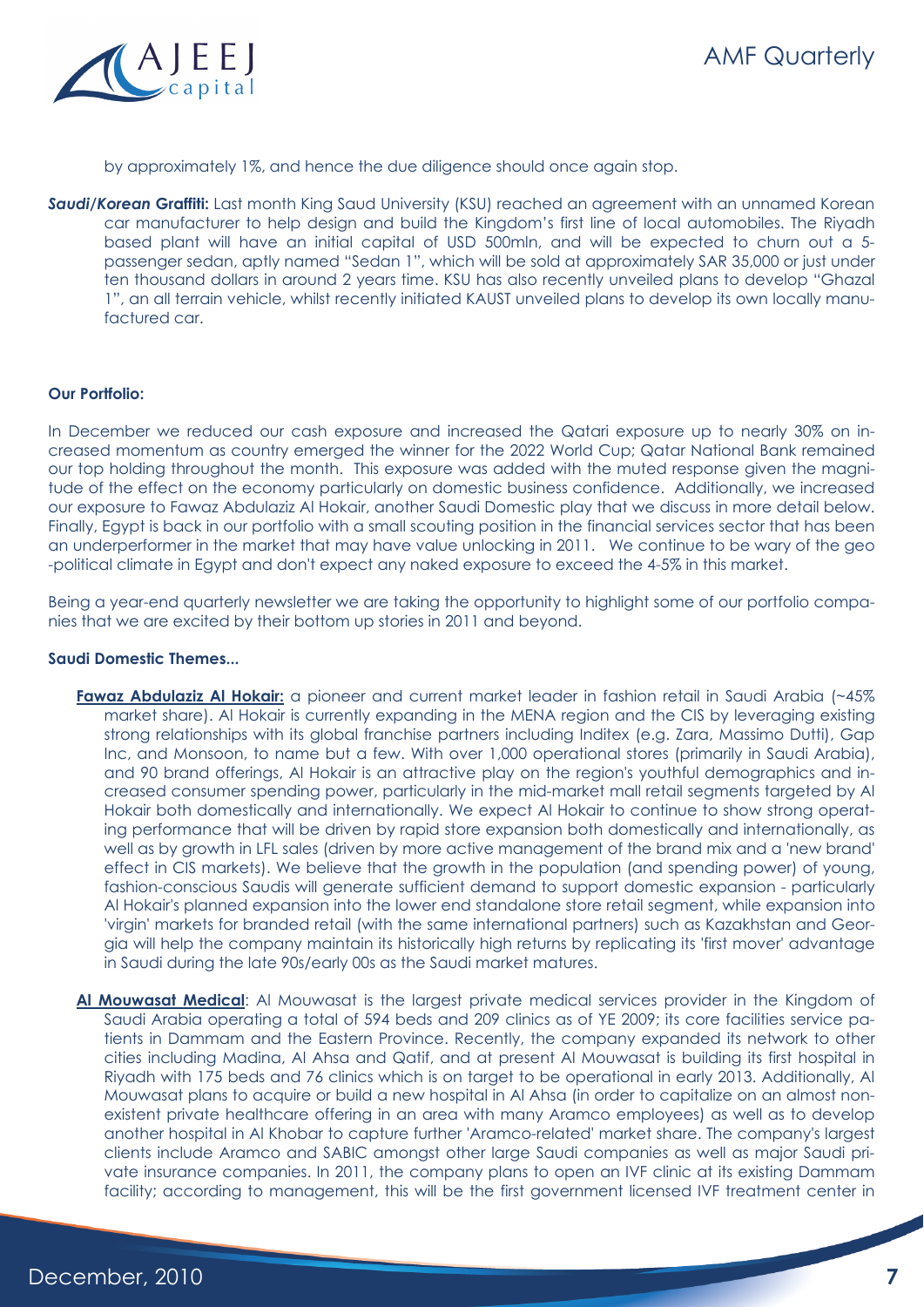by approximately 1%, and hence the due diligence should once again stop.

***Saudi/Korean* Graffiti:** Last month King Saud University (KSU) reached an agreement with an unnamed Korean car manufacturer to help design and build the Kingdom's first line of local automobiles. The Riyadh based plant will have an initial capital of USD 500mln, and will be expected to churn out a 5-passenger sedan, aptly named "Sedan 1", which will be sold at approximately SAR 35,000 or just under ten thousand dollars in around 2 years time. KSU has also recently unveiled plans to develop "Ghazal 1", an all terrain vehicle, whilst recently initiated KAUST unveiled plans to develop its own locally manufactured car.

**Our Portfolio:**

In December we reduced our cash exposure and increased the Qatari exposure up to nearly 30% on increased momentum as country emerged the winner for the 2022 World Cup; Qatar National Bank remained our top holding throughout the month. This exposure was added with the muted response given the magnitude of the effect on the economy particularly on domestic business confidence. Additionally, we increased our exposure to Fawaz Abdulaziz Al Hokair, another Saudi Domestic play that we discuss in more detail below. Finally, Egypt is back in our portfolio with a small scouting position in the financial services sector that has been an underperformer in the market that may have value unlocking in 2011. We continue to be wary of the geo-political climate in Egypt and don't expect any naked exposure to exceed the 4-5% in this market.

Being a year-end quarterly newsletter we are taking the opportunity to highlight some of our portfolio companies that we are excited by their bottom up stories in 2011 and beyond.

**Saudi Domestic Themes...**

**Fawaz Abdulaziz Al Hokair:** a pioneer and current market leader in fashion retail in Saudi Arabia (~45% market share). Al Hokair is currently expanding in the MENA region and the CIS by leveraging existing strong relationships with its global franchise partners including Inditex (e.g. Zara, Massimo Dutti), Gap Inc, and Monsoon, to name but a few. With over 1,000 operational stores (primarily in Saudi Arabia), and 90 brand offerings, Al Hokair is an attractive play on the region's youthful demographics and increased consumer spending power, particularly in the mid-market mall retail segments targeted by Al Hokair both domestically and internationally. We expect Al Hokair to continue to show strong operating performance that will be driven by rapid store expansion both domestically and internationally, as well as by growth in LFL sales (driven by more active management of the brand mix and a 'new brand' effect in CIS markets). We believe that the growth in the population (and spending power) of young, fashion-conscious Saudis will generate sufficient demand to support domestic expansion - particularly Al Hokair's planned expansion into the lower end standalone store retail segment, while expansion into 'virgin' markets for branded retail (with the same international partners) such as Kazakhstan and Georgia will help the company maintain its historically high returns by replicating its 'first mover' advantage in Saudi during the late 90s/early 00s as the Saudi market matures.

**Al Mouwasat Medical**: Al Mouwasat is the largest private medical services provider in the Kingdom of Saudi Arabia operating a total of 594 beds and 209 clinics as of YE 2009; its core facilities service patients in Dammam and the Eastern Province. Recently, the company expanded its network to other cities including Madina, Al Ahsa and Qatif, and at present Al Mouwasat is building its first hospital in Riyadh with 175 beds and 76 clinics which is on target to be operational in early 2013. Additionally, Al Mouwasat plans to acquire or build a new hospital in Al Ahsa (in order to capitalize on an almost non-existent private healthcare offering in an area with many Aramco employees) as well as to develop another hospital in Al Khobar to capture further 'Aramco-related' market share. The company's largest clients include Aramco and SABIC amongst other large Saudi companies as well as major Saudi private insurance companies. In 2011, the company plans to open an IVF clinic at its existing Dammam facility; according to management, this will be the first government licensed IVF treatment center in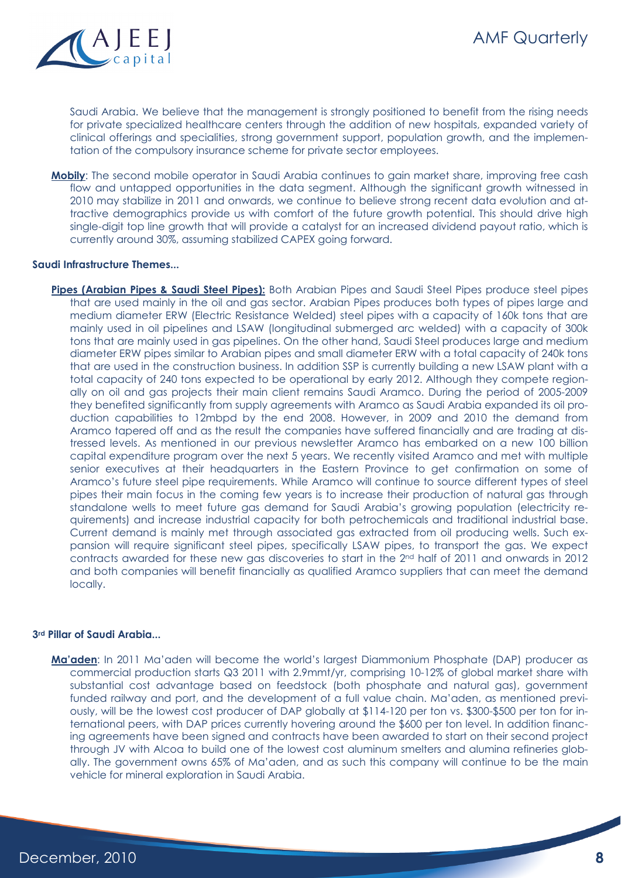Saudi Arabia. We believe that the management is strongly positioned to benefit from the rising needs for private specialized healthcare centers through the addition of new hospitals, expanded variety of clinical offerings and specialities, strong government support, population growth, and the implementation of the compulsory insurance scheme for private sector employees.

**Mobily**: The second mobile operator in Saudi Arabia continues to gain market share, improving free cash flow and untapped opportunities in the data segment. Although the significant growth witnessed in 2010 may stabilize in 2011 and onwards, we continue to believe strong recent data evolution and attractive demographics provide us with comfort of the future growth potential. This should drive high single-digit top line growth that will provide a catalyst for an increased dividend payout ratio, which is currently around 30%, assuming stabilized CAPEX going forward.

#### Saudi Infrastructure Themes...

**Pipes (Arabian Pipes & Saudi Steel Pipes):** Both Arabian Pipes and Saudi Steel Pipes produce steel pipes that are used mainly in the oil and gas sector. Arabian Pipes produces both types of pipes large and medium diameter ERW (Electric Resistance Welded) steel pipes with a capacity of 160k tons that are mainly used in oil pipelines and LSAW (longitudinal submerged arc welded) with a capacity of 300k tons that are mainly used in gas pipelines. On the other hand, Saudi Steel produces large and medium diameter ERW pipes similar to Arabian pipes and small diameter ERW with a total capacity of 240k tons that are used in the construction business. In addition SSP is currently building a new LSAW plant with a total capacity of 240 tons expected to be operational by early 2012. Although they compete regionally on oil and gas projects their main client remains Saudi Aramco. During the period of 2005-2009 they benefited significantly from supply agreements with Aramco as Saudi Arabia expanded its oil production capabilities to 12mbpd by the end 2008. However, in 2009 and 2010 the demand from Aramco tapered off and as the result the companies have suffered financially and are trading at distressed levels. As mentioned in our previous newsletter Aramco has embarked on a new 100 billion capital expenditure program over the next 5 years. We recently visited Aramco and met with multiple senior executives at their headquarters in the Eastern Province to get confirmation on some of Aramco's future steel pipe requirements. While Aramco will continue to source different types of steel pipes their main focus in the coming few years is to increase their production of natural gas through standalone wells to meet future gas demand for Saudi Arabia's growing population (electricity requirements) and increase industrial capacity for both petrochemicals and traditional industrial base. Current demand is mainly met through associated gas extracted from oil producing wells. Such expansion will require significant steel pipes, specifically LSAW pipes, to transport the gas. We expect contracts awarded for these new gas discoveries to start in the 2nd half of 2011 and onwards in 2012 and both companies will benefit financially as qualified Aramco suppliers that can meet the demand locally.

#### 3rd Pillar of Saudi Arabia...

**Ma'aden**: In 2011 Ma'aden will become the world's largest Diammonium Phosphate (DAP) producer as commercial production starts Q3 2011 with 2.9mmt/yr, comprising 10-12% of global market share with substantial cost advantage based on feedstock (both phosphate and natural gas), government funded railway and port, and the development of a full value chain. Ma'aden, as mentioned previously, will be the lowest cost producer of DAP globally at \$114-120 per ton vs. \$300-\$500 per ton for international peers, with DAP prices currently hovering around the \$600 per ton level. In addition financing agreements have been signed and contracts have been awarded to start on their second project through JV with Alcoa to build one of the lowest cost aluminum smelters and alumina refineries globally. The government owns 65% of Ma'aden, and as such this company will continue to be the main vehicle for mineral exploration in Saudi Arabia.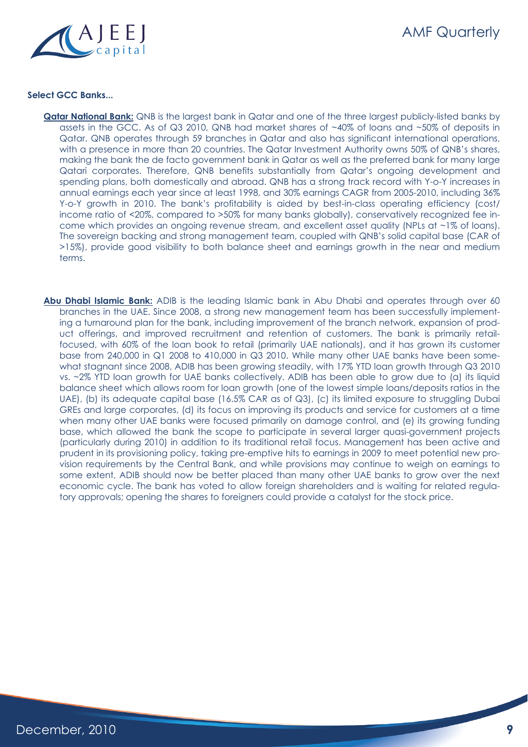**Select GCC Banks...**

**Qatar National Bank:** QNB is the largest bank in Qatar and one of the three largest publicly-listed banks by assets in the GCC. As of Q3 2010, QNB had market shares of ~40% of loans and ~50% of deposits in Qatar. QNB operates through 59 branches in Qatar and also has significant international operations, with a presence in more than 20 countries. The Qatar Investment Authority owns 50% of QNB's shares, making the bank the de facto government bank in Qatar as well as the preferred bank for many large Qatari corporates. Therefore, QNB benefits substantially from Qatar's ongoing development and spending plans, both domestically and abroad. QNB has a strong track record with Y-o-Y increases in annual earnings each year since at least 1998, and 30% earnings CAGR from 2005-2010, including 36% Y-o-Y growth in 2010. The bank's profitability is aided by best-in-class operating efficiency (cost/income ratio of <20%, compared to >50% for many banks globally), conservatively recognized fee income which provides an ongoing revenue stream, and excellent asset quality (NPLs at ~1% of loans). The sovereign backing and strong management team, coupled with QNB's solid capital base (CAR of >15%), provide good visibility to both balance sheet and earnings growth in the near and medium terms.

**Abu Dhabi Islamic Bank:** ADIB is the leading Islamic bank in Abu Dhabi and operates through over 60 branches in the UAE. Since 2008, a strong new management team has been successfully implementing a turnaround plan for the bank, including improvement of the branch network, expansion of product offerings, and improved recruitment and retention of customers. The bank is primarily retail-focused, with 60% of the loan book to retail (primarily UAE nationals), and it has grown its customer base from 240,000 in Q1 2008 to 410,000 in Q3 2010. While many other UAE banks have been somewhat stagnant since 2008, ADIB has been growing steadily, with 17% YTD loan growth through Q3 2010 vs. ~2% YTD loan growth for UAE banks collectively. ADIB has been able to grow due to (a) its liquid balance sheet which allows room for loan growth (one of the lowest simple loans/deposits ratios in the UAE), (b) its adequate capital base (16.5% CAR as of Q3), (c) its limited exposure to struggling Dubai GREs and large corporates, (d) its focus on improving its products and service for customers at a time when many other UAE banks were focused primarily on damage control, and (e) its growing funding base, which allowed the bank the scope to participate in several larger quasi-government projects (particularly during 2010) in addition to its traditional retail focus. Management has been active and prudent in its provisioning policy, taking pre-emptive hits to earnings in 2009 to meet potential new provision requirements by the Central Bank, and while provisions may continue to weigh on earnings to some extent, ADIB should now be better placed than many other UAE banks to grow over the next economic cycle. The bank has voted to allow foreign shareholders and is waiting for related regulatory approvals; opening the shares to foreigners could provide a catalyst for the stock price.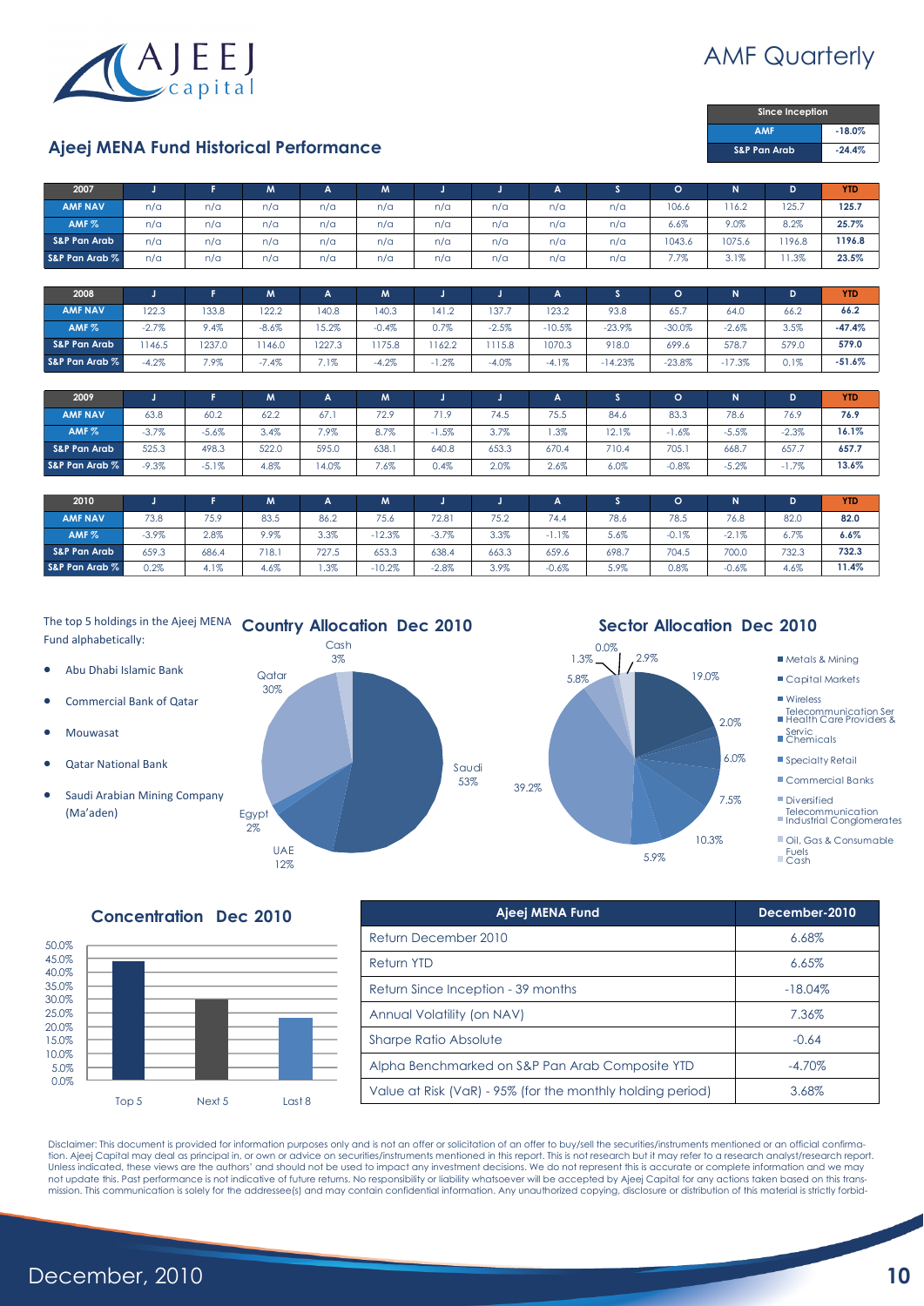# AMF Quarterly

| Since Inception | |
|---|---|
| AMF | -18.0% |
| S&P Pan Arab | -24.4% |

## Ajeej MENA Fund Historical Performance

| 2007 | J | F | M | A | M | J | J | A | S | O | N | D | YTD |
|---|---|---|---|---|---|---|---|---|---|---|---|---|---|
| AMF NAV | n/a | n/a | n/a | n/a | n/a | n/a | n/a | n/a | n/a | 106.6 | 116.2 | 125.7 | 125.7 |
| AMF % | n/a | n/a | n/a | n/a | n/a | n/a | n/a | n/a | n/a | 6.6% | 9.0% | 8.2% | 25.7% |
| S&P Pan Arab | n/a | n/a | n/a | n/a | n/a | n/a | n/a | n/a | n/a | 1043.6 | 1075.6 | 1196.8 | 1196.8 |
| S&P Pan Arab % | n/a | n/a | n/a | n/a | n/a | n/a | n/a | n/a | n/a | 7.7% | 3.1% | 11.3% | 23.5% |

| 2008 | J | F | M | A | M | J | J | A | S | O | N | D | YTD |
|---|---|---|---|---|---|---|---|---|---|---|---|---|---|
| AMF NAV | 122.3 | 133.8 | 122.2 | 140.8 | 140.3 | 141.2 | 137.7 | 123.2 | 93.8 | 65.7 | 64.0 | 66.2 | 66.2 |
| AMF % | -2.7% | 9.4% | -8.6% | 15.2% | -0.4% | 0.7% | -2.5% | -10.5% | -23.9% | -30.0% | -2.6% | 3.5% | -47.4% |
| S&P Pan Arab | 1146.5 | 1237.0 | 1146.0 | 1227.3 | 1175.8 | 1162.2 | 1115.8 | 1070.3 | 918.0 | 699.6 | 578.7 | 579.0 | 579.0 |
| S&P Pan Arab % | -4.2% | 7.9% | -7.4% | 7.1% | -4.2% | -1.2% | -4.0% | -4.1% | -14.23% | -23.8% | -17.3% | 0.1% | -51.6% |

| 2009 | J | F | M | A | M | J | J | A | S | O | N | D | YTD |
|---|---|---|---|---|---|---|---|---|---|---|---|---|---|
| AMF NAV | 63.8 | 60.2 | 62.2 | 67.1 | 72.9 | 71.9 | 74.5 | 75.5 | 84.6 | 83.3 | 78.6 | 76.9 | 76.9 |
| AMF % | -3.7% | -5.6% | 3.4% | 7.9% | 8.7% | -1.5% | 3.7% | 1.3% | 12.1% | -1.6% | -5.5% | -2.3% | 16.1% |
| S&P Pan Arab | 525.3 | 498.3 | 522.0 | 595.0 | 638.1 | 640.8 | 653.3 | 670.4 | 710.4 | 705.1 | 668.7 | 657.7 | 657.7 |
| S&P Pan Arab % | -9.3% | -5.1% | 4.8% | 14.0% | 7.6% | 0.4% | 2.0% | 2.6% | 6.0% | -0.8% | -5.2% | -1.7% | 13.6% |

| 2010 | J | F | M | A | M | J | J | A | S | O | N | D | YTD |
|---|---|---|---|---|---|---|---|---|---|---|---|---|---|
| AMF NAV | 73.8 | 75.9 | 83.5 | 86.2 | 75.6 | 72.81 | 75.2 | 74.4 | 78.6 | 78.5 | 76.8 | 82.0 | 82.0 |
| AMF % | -3.9% | 2.8% | 9.9% | 3.3% | -12.3% | -3.7% | 3.3% | -1.1% | 5.6% | -0.1% | -2.1% | 6.7% | 6.6% |
| S&P Pan Arab | 659.3 | 686.4 | 718.1 | 727.5 | 653.3 | 638.4 | 663.3 | 659.6 | 698.7 | 704.5 | 700.0 | 732.3 | 732.3 |
| S&P Pan Arab % | 0.2% | 4.1% | 4.6% | 1.3% | -10.2% | -2.8% | 3.9% | -0.6% | 5.9% | 0.8% | -0.6% | 4.6% | 11.4% |

The top 5 holdings in the Ajeej MENA Fund alphabetically:

- Abu Dhabi Islamic Bank
- Commercial Bank of Qatar
- Mouwasat
- Qatar National Bank
- Saudi Arabian Mining Company (Ma'aden)

### Country Allocation Dec 2010

Cash 3%
Qatar 30%
Saudi 53%
Egypt 2%
UAE 12%

### Sector Allocation Dec 2010

0.0%
2.9%
19.0%
2.0%
6.0%
7.5%
10.3%
5.9%
39.2%
5.8%
1.3%

Metals & Mining
Capital Markets
Wireless Telecommunication Ser
Health Care Providers & Servic
Chemicals
Specialty Retail
Commercial Banks
Diversified Telecommunication
Industrial Conglomerates
Oil, Gas & Consumable Fuels
Cash

### Concentration Dec 2010

50.0%
45.0%
40.0%
35.0%
30.0%
25.0%
20.0%
15.0%
10.0%
5.0%
0.0%

Top 5
Next 5
Last 8

| Ajeej MENA Fund | December-2010 |
|---|---|
| Return December 2010 | 6.68% |
| Return YTD | 6.65% |
| Return Since Inception - 39 months | -18.04% |
| Annual Volatility (on NAV) | 7.36% |
| Sharpe Ratio Absolute | -0.64 |
| Alpha Benchmarked on S&P Pan Arab Composite YTD | -4.70% |
| Value at Risk (VaR) - 95% (for the monthly holding period) | 3.68% |

Disclaimer: This document is provided for information purposes only and is not an offer or solicitation of an offer to buy/sell the securities/instruments mentioned or an official confirmation. Ajeej Capital may deal as principal in, or own or advice on securities/instruments mentioned in this report. This is not research but it may refer to a research analyst/research report. Unless indicated, these views are the authors' and should not be used to impact any investment decisions. We do not represent this is accurate or complete information and we may not update this. Past performance is not indicative of future returns. No responsibility or liability whatsoever will be accepted by Ajeej Capital for any actions taken based on this transmission. This communication is solely for the addressee(s) and may contain confidential information. Any unauthorized copying, disclosure or distribution of this material is strictly forbid-

December, 2010